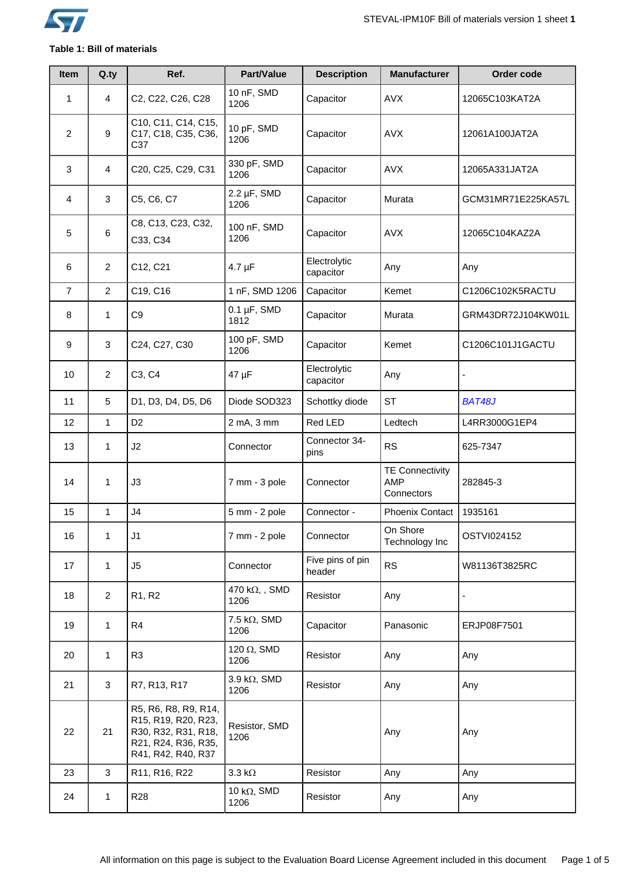**Table 1: Bill of materials**

| Item | Q.ty | Ref. | Part/Value | Description | Manufacturer | Order code |
|---|---|---|---|---|---|---|
| 1 | 4 | C2, C22, C26, C28 | 10 nF, SMD 1206 | Capacitor | AVX | 12065C103KAT2A |
| 2 | 9 | C10, C11, C14, C15, C17, C18, C35, C36, C37 | 10 pF, SMD 1206 | Capacitor | AVX | 12061A100JAT2A |
| 3 | 4 | C20, C25, C29, C31 | 330 pF, SMD 1206 | Capacitor | AVX | 12065A331JAT2A |
| 4 | 3 | C5, C6, C7 | 2.2 µF, SMD 1206 | Capacitor | Murata | GCM31MR71E225KA57L |
| 5 | 6 | C8, C13, C23, C32, C33, C34 | 100 nF, SMD 1206 | Capacitor | AVX | 12065C104KAZ2A |
| 6 | 2 | C12, C21 | 4.7 µF | Electrolytic capacitor | Any | Any |
| 7 | 2 | C19, C16 | 1 nF, SMD 1206 | Capacitor | Kemet | C1206C102K5RACTU |
| 8 | 1 | C9 | 0.1 µF, SMD 1812 | Capacitor | Murata | GRM43DR72J104KW01L |
| 9 | 3 | C24, C27, C30 | 100 pF, SMD 1206 | Capacitor | Kemet | C1206C101J1GACTU |
| 10 | 2 | C3, C4 | 47 µF | Electrolytic capacitor | Any | - |
| 11 | 5 | D1, D3, D4, D5, D6 | Diode SOD323 | Schottky diode | ST | *BAT48J* |
| 12 | 1 | D2 | 2 mA, 3 mm | Red LED | Ledtech | L4RR3000G1EP4 |
| 13 | 1 | J2 | Connector | Connector 34-pins | RS | 625-7347 |
| 14 | 1 | J3 | 7 mm - 3 pole | Connector | TE Connectivity AMP Connectors | 282845-3 |
| 15 | 1 | J4 | 5 mm - 2 pole | Connector - | Phoenix Contact | 1935161 |
| 16 | 1 | J1 | 7 mm - 2 pole | Connector | On Shore Technology Inc | OSTVI024152 |
| 17 | 1 | J5 | Connector | Five pins of pin header | RS | W81136T3825RC |
| 18 | 2 | R1, R2 | 470 kΩ, , SMD 1206 | Resistor | Any | - |
| 19 | 1 | R4 | 7.5 kΩ, SMD 1206 | Capacitor | Panasonic | ERJP08F7501 |
| 20 | 1 | R3 | 120 Ω, SMD 1206 | Resistor | Any | Any |
| 21 | 3 | R7, R13, R17 | 3.9 kΩ, SMD 1206 | Resistor | Any | Any |
| 22 | 21 | R5, R6, R8, R9, R14, R15, R19, R20, R23, R30, R32, R31, R18, R21, R24, R36, R35, R41, R42, R40, R37 | Resistor, SMD 1206 | | Any | Any |
| 23 | 3 | R11, R16, R22 | 3.3 kΩ | Resistor | Any | Any |
| 24 | 1 | R28 | 10 kΩ, SMD 1206 | Resistor | Any | Any |

All information on this page is subject to the Evaluation Board License Agreement included in this document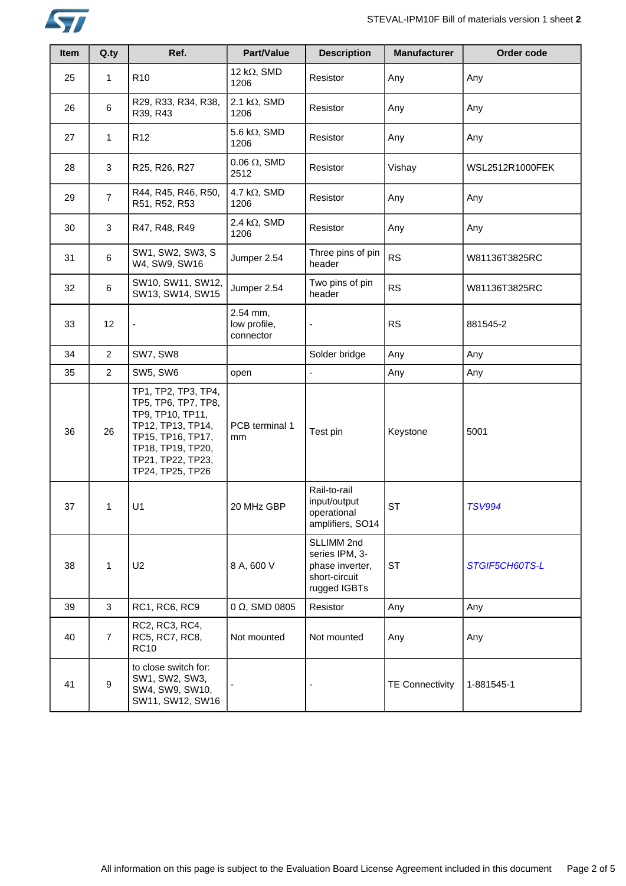| Item | Q.ty | Ref. | Part/Value | Description | Manufacturer | Order code |
|---|---|---|---|---|---|---|
| 25 | 1 | R10 | 12 kΩ, SMD 1206 | Resistor | Any | Any |
| 26 | 6 | R29, R33, R34, R38, R39, R43 | 2.1 kΩ, SMD 1206 | Resistor | Any | Any |
| 27 | 1 | R12 | 5.6 kΩ, SMD 1206 | Resistor | Any | Any |
| 28 | 3 | R25, R26, R27 | 0.06 Ω, SMD 2512 | Resistor | Vishay | WSL2512R1000FEK |
| 29 | 7 | R44, R45, R46, R50, R51, R52, R53 | 4.7 kΩ, SMD 1206 | Resistor | Any | Any |
| 30 | 3 | R47, R48, R49 | 2.4 kΩ, SMD 1206 | Resistor | Any | Any |
| 31 | 6 | SW1, SW2, SW3, SW4, SW9, SW16 | Jumper 2.54 | Three pins of pin header | RS | W81136T3825RC |
| 32 | 6 | SW10, SW11, SW12, SW13, SW14, SW15 | Jumper 2.54 | Two pins of pin header | RS | W81136T3825RC |
| 33 | 12 | - | 2.54 mm, low profile, connector | - | RS | 881545-2 |
| 34 | 2 | SW7, SW8 | | Solder bridge | Any | Any |
| 35 | 2 | SW5, SW6 | open | - | Any | Any |
| 36 | 26 | TP1, TP2, TP3, TP4, TP5, TP6, TP7, TP8, TP9, TP10, TP11, TP12, TP13, TP14, TP15, TP16, TP17, TP18, TP19, TP20, TP21, TP22, TP23, TP24, TP25, TP26 | PCB terminal 1 mm | Test pin | Keystone | 5001 |
| 37 | 1 | U1 | 20 MHz GBP | Rail-to-rail input/output operational amplifiers, SO14 | ST | *TSV994* |
| 38 | 1 | U2 | 8 A, 600 V | SLLIMM 2nd series IPM, 3-phase inverter, short-circuit rugged IGBTs | ST | *STGIF5CH60TS-L* |
| 39 | 3 | RC1, RC6, RC9 | 0 Ω, SMD 0805 | Resistor | Any | Any |
| 40 | 7 | RC2, RC3, RC4, RC5, RC7, RC8, RC10 | Not mounted | Not mounted | Any | Any |
| 41 | 9 | to close switch for: SW1, SW2, SW3, SW4, SW9, SW10, SW11, SW12, SW16 | - | - | TE Connectivity | 1-881545-1 |

All information on this page is subject to the Evaluation Board License Agreement included in this document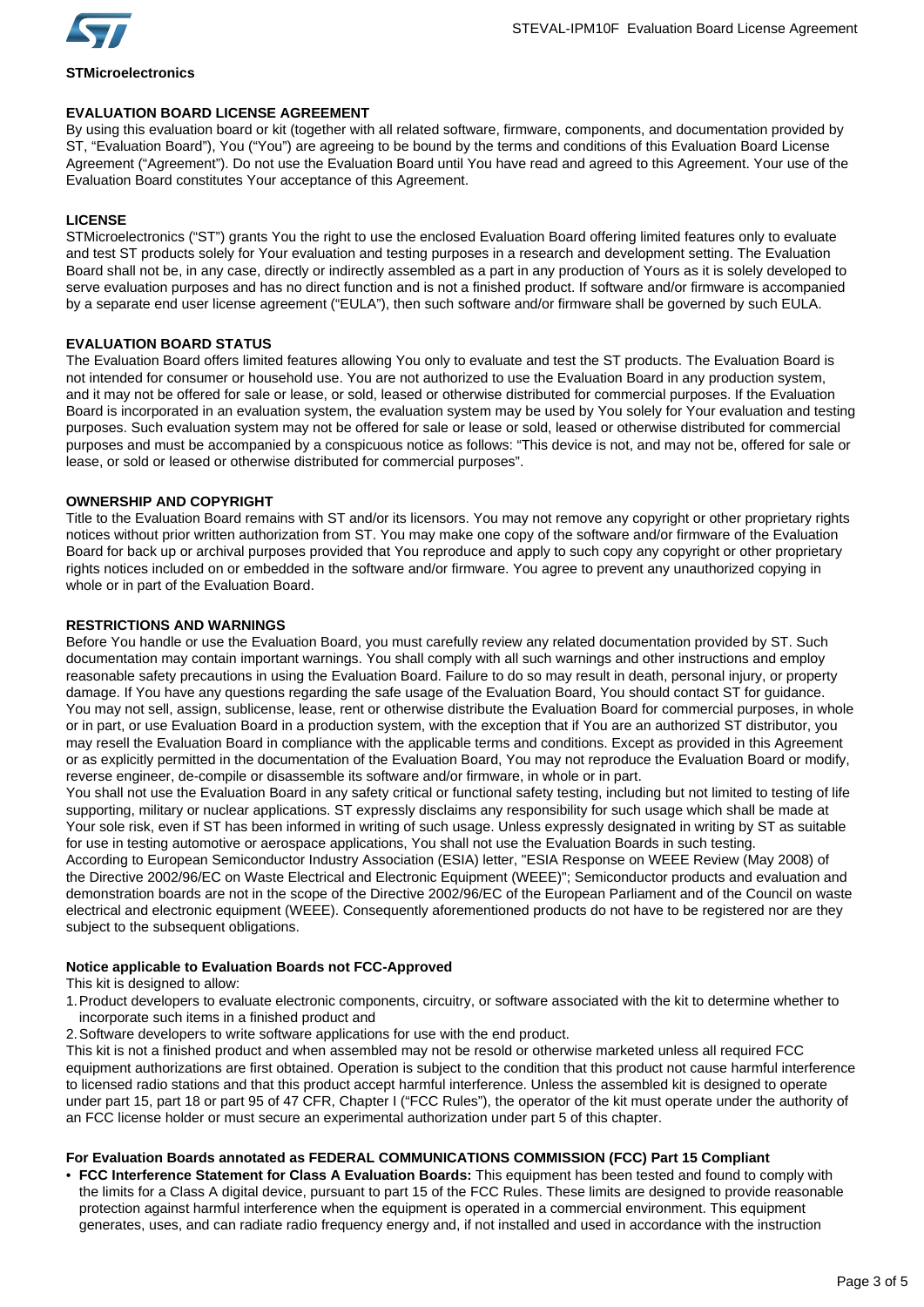**STMicroelectronics**

## EVALUATION BOARD LICENSE AGREEMENT

By using this evaluation board or kit (together with all related software, firmware, components, and documentation provided by ST, "Evaluation Board"), You ("You") are agreeing to be bound by the terms and conditions of this Evaluation Board License Agreement ("Agreement"). Do not use the Evaluation Board until You have read and agreed to this Agreement. Your use of the Evaluation Board constitutes Your acceptance of this Agreement.

## LICENSE

STMicroelectronics ("ST") grants You the right to use the enclosed Evaluation Board offering limited features only to evaluate and test ST products solely for Your evaluation and testing purposes in a research and development setting. The Evaluation Board shall not be, in any case, directly or indirectly assembled as a part in any production of Yours as it is solely developed to serve evaluation purposes and has no direct function and is not a finished product. If software and/or firmware is accompanied by a separate end user license agreement ("EULA"), then such software and/or firmware shall be governed by such EULA.

## EVALUATION BOARD STATUS

The Evaluation Board offers limited features allowing You only to evaluate and test the ST products. The Evaluation Board is not intended for consumer or household use. You are not authorized to use the Evaluation Board in any production system, and it may not be offered for sale or lease, or sold, leased or otherwise distributed for commercial purposes. If the Evaluation Board is incorporated in an evaluation system, the evaluation system may be used by You solely for Your evaluation and testing purposes. Such evaluation system may not be offered for sale or lease or sold, leased or otherwise distributed for commercial purposes and must be accompanied by a conspicuous notice as follows: "This device is not, and may not be, offered for sale or lease, or sold or leased or otherwise distributed for commercial purposes".

## OWNERSHIP AND COPYRIGHT

Title to the Evaluation Board remains with ST and/or its licensors. You may not remove any copyright or other proprietary rights notices without prior written authorization from ST. You may make one copy of the software and/or firmware of the Evaluation Board for back up or archival purposes provided that You reproduce and apply to such copy any copyright or other proprietary rights notices included on or embedded in the software and/or firmware. You agree to prevent any unauthorized copying in whole or in part of the Evaluation Board.

## RESTRICTIONS AND WARNINGS

Before You handle or use the Evaluation Board, you must carefully review any related documentation provided by ST. Such documentation may contain important warnings. You shall comply with all such warnings and other instructions and employ reasonable safety precautions in using the Evaluation Board. Failure to do so may result in death, personal injury, or property damage. If You have any questions regarding the safe usage of the Evaluation Board, You should contact ST for guidance. You may not sell, assign, sublicense, lease, rent or otherwise distribute the Evaluation Board for commercial purposes, in whole or in part, or use Evaluation Board in a production system, with the exception that if You are an authorized ST distributor, you may resell the Evaluation Board in compliance with the applicable terms and conditions. Except as provided in this Agreement or as explicitly permitted in the documentation of the Evaluation Board, You may not reproduce the Evaluation Board or modify, reverse engineer, de-compile or disassemble its software and/or firmware, in whole or in part.

You shall not use the Evaluation Board in any safety critical or functional safety testing, including but not limited to testing of life supporting, military or nuclear applications. ST expressly disclaims any responsibility for such usage which shall be made at Your sole risk, even if ST has been informed in writing of such usage. Unless expressly designated in writing by ST as suitable for use in testing automotive or aerospace applications, You shall not use the Evaluation Boards in such testing.

According to European Semiconductor Industry Association (ESIA) letter, "ESIA Response on WEEE Review (May 2008) of the Directive 2002/96/EC on Waste Electrical and Electronic Equipment (WEEE)"; Semiconductor products and evaluation and demonstration boards are not in the scope of the Directive 2002/96/EC of the European Parliament and of the Council on waste electrical and electronic equipment (WEEE). Consequently aforementioned products do not have to be registered nor are they subject to the subsequent obligations.

### Notice applicable to Evaluation Boards not FCC-Approved

This kit is designed to allow:

1. Product developers to evaluate electronic components, circuitry, or software associated with the kit to determine whether to incorporate such items in a finished product and
2. Software developers to write software applications for use with the end product.

This kit is not a finished product and when assembled may not be resold or otherwise marketed unless all required FCC equipment authorizations are first obtained. Operation is subject to the condition that this product not cause harmful interference to licensed radio stations and that this product accept harmful interference. Unless the assembled kit is designed to operate under part 15, part 18 or part 95 of 47 CFR, Chapter I ("FCC Rules"), the operator of the kit must operate under the authority of an FCC license holder or must secure an experimental authorization under part 5 of this chapter.

### For Evaluation Boards annotated as FEDERAL COMMUNICATIONS COMMISSION (FCC) Part 15 Compliant

- **FCC Interference Statement for Class A Evaluation Boards:** This equipment has been tested and found to comply with the limits for a Class A digital device, pursuant to part 15 of the FCC Rules. These limits are designed to provide reasonable protection against harmful interference when the equipment is operated in a commercial environment. This equipment generates, uses, and can radiate radio frequency energy and, if not installed and used in accordance with the instruction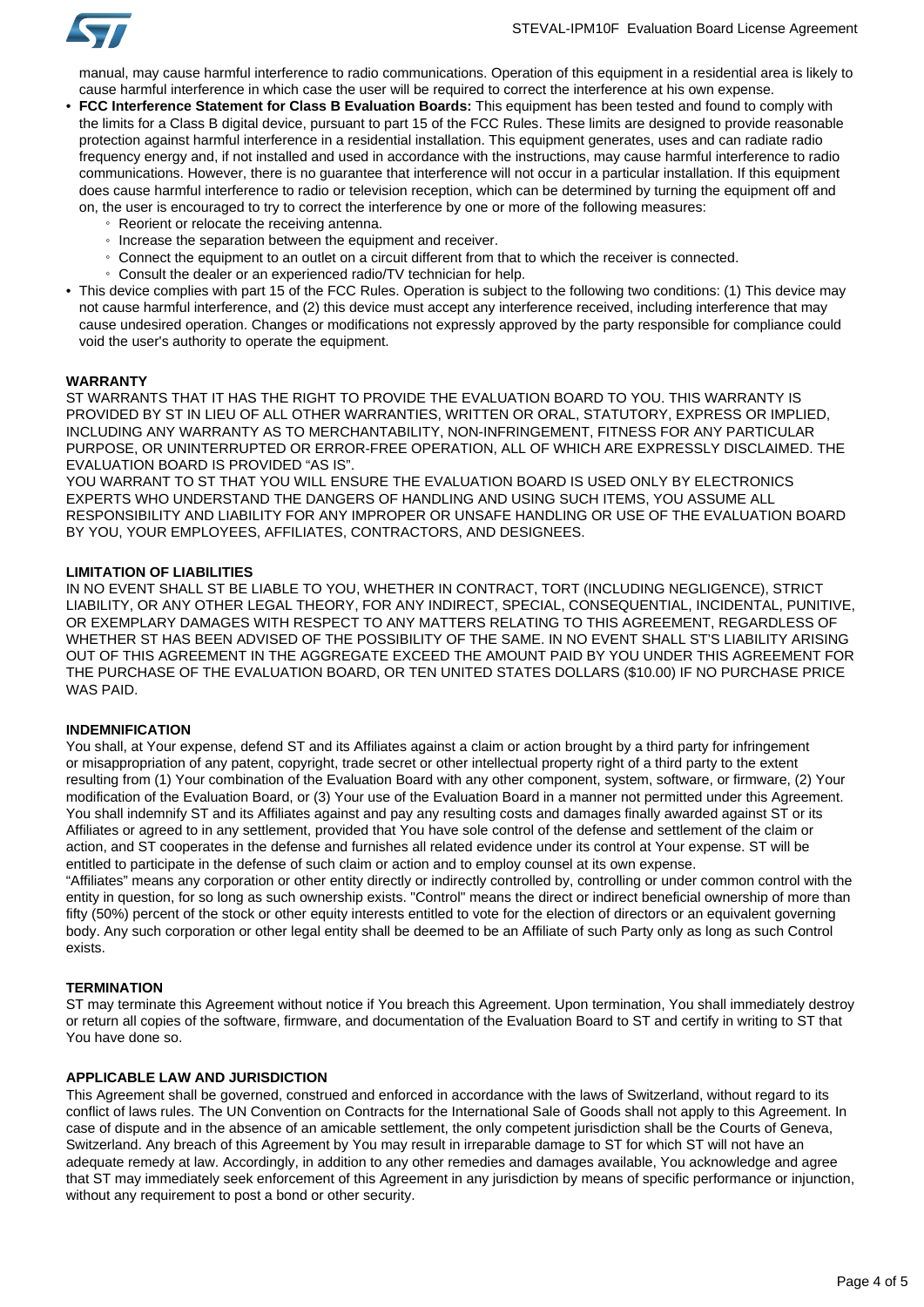manual, may cause harmful interference to radio communications. Operation of this equipment in a residential area is likely to cause harmful interference in which case the user will be required to correct the interference at his own expense.

- **FCC Interference Statement for Class B Evaluation Boards:** This equipment has been tested and found to comply with the limits for a Class B digital device, pursuant to part 15 of the FCC Rules. These limits are designed to provide reasonable protection against harmful interference in a residential installation. This equipment generates, uses and can radiate radio frequency energy and, if not installed and used in accordance with the instructions, may cause harmful interference to radio communications. However, there is no guarantee that interference will not occur in a particular installation. If this equipment does cause harmful interference to radio or television reception, which can be determined by turning the equipment off and on, the user is encouraged to try to correct the interference by one or more of the following measures:
  - Reorient or relocate the receiving antenna.
  - Increase the separation between the equipment and receiver.
  - Connect the equipment to an outlet on a circuit different from that to which the receiver is connected.
  - Consult the dealer or an experienced radio/TV technician for help.
- This device complies with part 15 of the FCC Rules. Operation is subject to the following two conditions: (1) This device may not cause harmful interference, and (2) this device must accept any interference received, including interference that may cause undesired operation. Changes or modifications not expressly approved by the party responsible for compliance could void the user's authority to operate the equipment.

**WARRANTY**

ST WARRANTS THAT IT HAS THE RIGHT TO PROVIDE THE EVALUATION BOARD TO YOU. THIS WARRANTY IS PROVIDED BY ST IN LIEU OF ALL OTHER WARRANTIES, WRITTEN OR ORAL, STATUTORY, EXPRESS OR IMPLIED, INCLUDING ANY WARRANTY AS TO MERCHANTABILITY, NON-INFRINGEMENT, FITNESS FOR ANY PARTICULAR PURPOSE, OR UNINTERRUPTED OR ERROR-FREE OPERATION, ALL OF WHICH ARE EXPRESSLY DISCLAIMED. THE EVALUATION BOARD IS PROVIDED "AS IS".

YOU WARRANT TO ST THAT YOU WILL ENSURE THE EVALUATION BOARD IS USED ONLY BY ELECTRONICS EXPERTS WHO UNDERSTAND THE DANGERS OF HANDLING AND USING SUCH ITEMS, YOU ASSUME ALL RESPONSIBILITY AND LIABILITY FOR ANY IMPROPER OR UNSAFE HANDLING OR USE OF THE EVALUATION BOARD BY YOU, YOUR EMPLOYEES, AFFILIATES, CONTRACTORS, AND DESIGNEES.

**LIMITATION OF LIABILITIES**

IN NO EVENT SHALL ST BE LIABLE TO YOU, WHETHER IN CONTRACT, TORT (INCLUDING NEGLIGENCE), STRICT LIABILITY, OR ANY OTHER LEGAL THEORY, FOR ANY INDIRECT, SPECIAL, CONSEQUENTIAL, INCIDENTAL, PUNITIVE, OR EXEMPLARY DAMAGES WITH RESPECT TO ANY MATTERS RELATING TO THIS AGREEMENT, REGARDLESS OF WHETHER ST HAS BEEN ADVISED OF THE POSSIBILITY OF THE SAME. IN NO EVENT SHALL ST'S LIABILITY ARISING OUT OF THIS AGREEMENT IN THE AGGREGATE EXCEED THE AMOUNT PAID BY YOU UNDER THIS AGREEMENT FOR THE PURCHASE OF THE EVALUATION BOARD, OR TEN UNITED STATES DOLLARS ($10.00) IF NO PURCHASE PRICE WAS PAID.

**INDEMNIFICATION**

You shall, at Your expense, defend ST and its Affiliates against a claim or action brought by a third party for infringement or misappropriation of any patent, copyright, trade secret or other intellectual property right of a third party to the extent resulting from (1) Your combination of the Evaluation Board with any other component, system, software, or firmware, (2) Your modification of the Evaluation Board, or (3) Your use of the Evaluation Board in a manner not permitted under this Agreement. You shall indemnify ST and its Affiliates against and pay any resulting costs and damages finally awarded against ST or its Affiliates or agreed to in any settlement, provided that You have sole control of the defense and settlement of the claim or action, and ST cooperates in the defense and furnishes all related evidence under its control at Your expense. ST will be entitled to participate in the defense of such claim or action and to employ counsel at its own expense.

"Affiliates" means any corporation or other entity directly or indirectly controlled by, controlling or under common control with the entity in question, for so long as such ownership exists. "Control" means the direct or indirect beneficial ownership of more than fifty (50%) percent of the stock or other equity interests entitled to vote for the election of directors or an equivalent governing body. Any such corporation or other legal entity shall be deemed to be an Affiliate of such Party only as long as such Control exists.

**TERMINATION**

ST may terminate this Agreement without notice if You breach this Agreement. Upon termination, You shall immediately destroy or return all copies of the software, firmware, and documentation of the Evaluation Board to ST and certify in writing to ST that You have done so.

**APPLICABLE LAW AND JURISDICTION**

This Agreement shall be governed, construed and enforced in accordance with the laws of Switzerland, without regard to its conflict of laws rules. The UN Convention on Contracts for the International Sale of Goods shall not apply to this Agreement. In case of dispute and in the absence of an amicable settlement, the only competent jurisdiction shall be the Courts of Geneva, Switzerland. Any breach of this Agreement by You may result in irreparable damage to ST for which ST will not have an adequate remedy at law. Accordingly, in addition to any other remedies and damages available, You acknowledge and agree that ST may immediately seek enforcement of this Agreement in any jurisdiction by means of specific performance or injunction, without any requirement to post a bond or other security.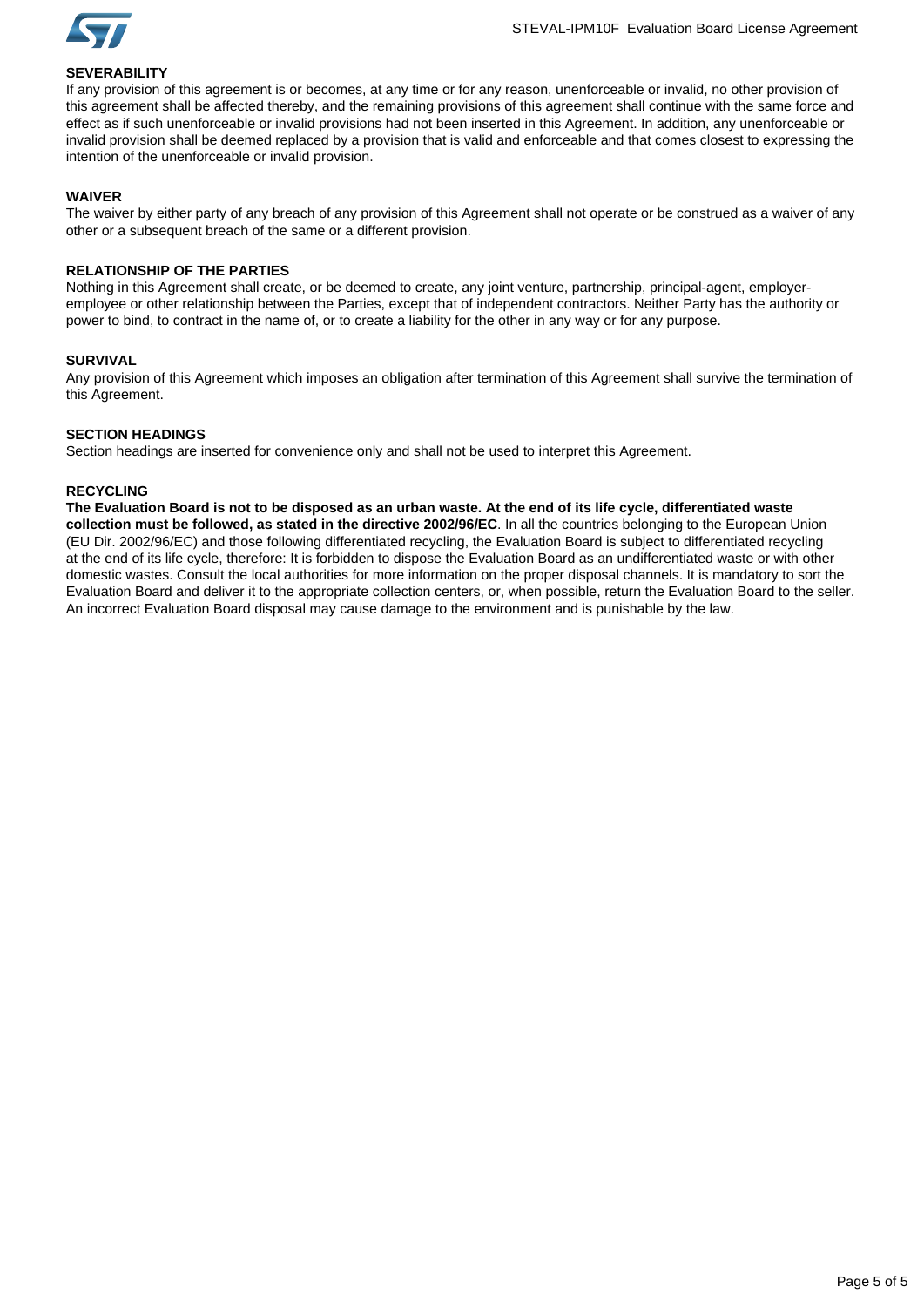### SEVERABILITY

If any provision of this agreement is or becomes, at any time or for any reason, unenforceable or invalid, no other provision of this agreement shall be affected thereby, and the remaining provisions of this agreement shall continue with the same force and effect as if such unenforceable or invalid provisions had not been inserted in this Agreement. In addition, any unenforceable or invalid provision shall be deemed replaced by a provision that is valid and enforceable and that comes closest to expressing the intention of the unenforceable or invalid provision.

### WAIVER

The waiver by either party of any breach of any provision of this Agreement shall not operate or be construed as a waiver of any other or a subsequent breach of the same or a different provision.

### RELATIONSHIP OF THE PARTIES

Nothing in this Agreement shall create, or be deemed to create, any joint venture, partnership, principal-agent, employer-employee or other relationship between the Parties, except that of independent contractors. Neither Party has the authority or power to bind, to contract in the name of, or to create a liability for the other in any way or for any purpose.

### SURVIVAL

Any provision of this Agreement which imposes an obligation after termination of this Agreement shall survive the termination of this Agreement.

### SECTION HEADINGS

Section headings are inserted for convenience only and shall not be used to interpret this Agreement.

### RECYCLING

**The Evaluation Board is not to be disposed as an urban waste. At the end of its life cycle, differentiated waste collection must be followed, as stated in the directive 2002/96/EC**. In all the countries belonging to the European Union (EU Dir. 2002/96/EC) and those following differentiated recycling, the Evaluation Board is subject to differentiated recycling at the end of its life cycle, therefore: It is forbidden to dispose the Evaluation Board as an undifferentiated waste or with other domestic wastes. Consult the local authorities for more information on the proper disposal channels. It is mandatory to sort the Evaluation Board and deliver it to the appropriate collection centers, or, when possible, return the Evaluation Board to the seller. An incorrect Evaluation Board disposal may cause damage to the environment and is punishable by the law.